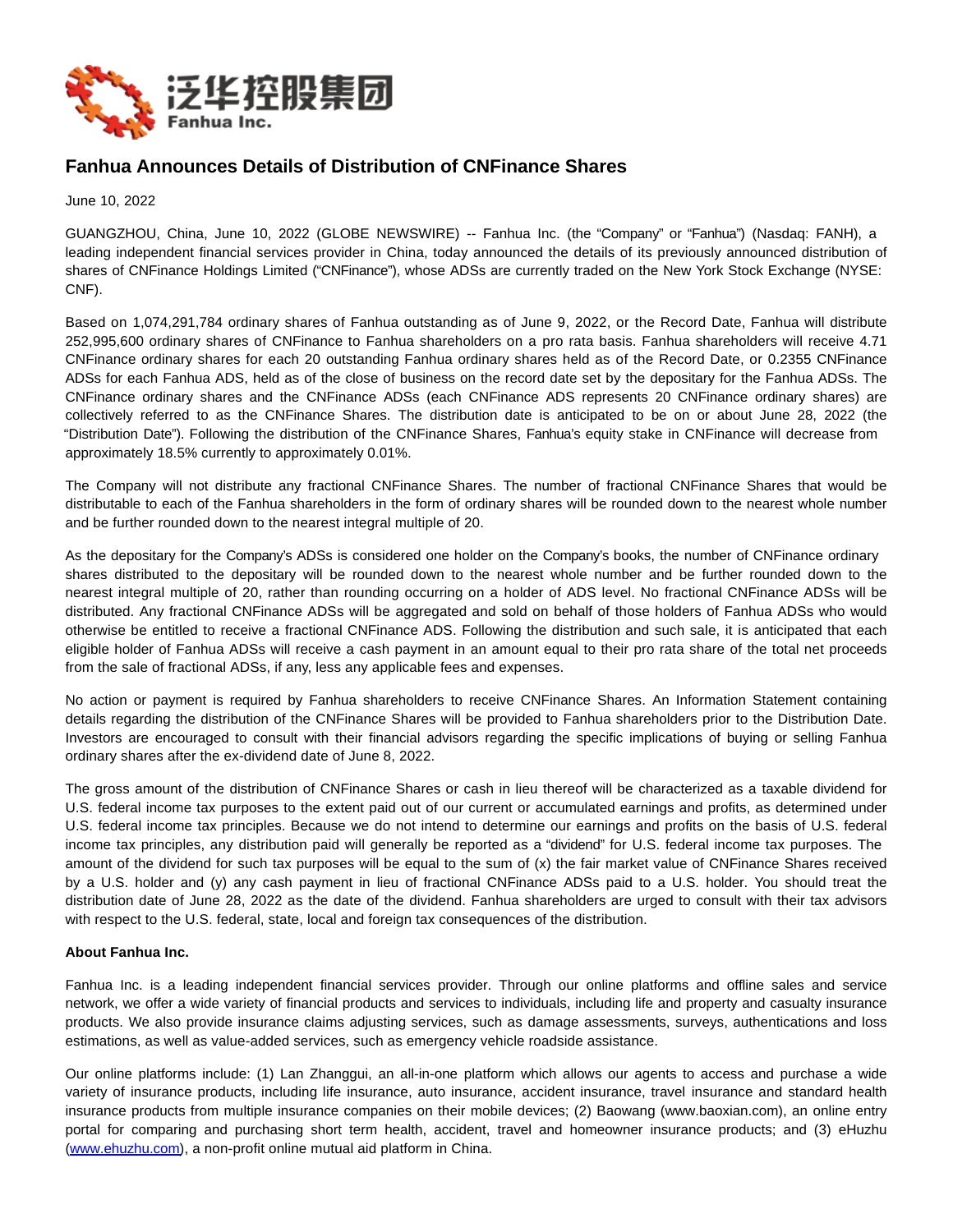# Fanhua Announces Details of Distribution of CNFinance Shares

June 10, 2022

GUANGZHOU, China, June 10, 2022 (GLOBE NEWSWIRE) -- Fanhua Inc. (the "Company" or "Fanhua") (Nasdaq: FANH), a leading independent financial services provider in China, today announced the details of its previously announced distribution of shares of CNFinance Holdings Limited ("CNFinance"), whose ADSs are currently traded on the New York Stock Exchange (NYSE: CNF).

Based on 1,074,291,784 ordinary shares of Fanhua outstanding as of June 9, 2022, or the Record Date, Fanhua will distribute 252,995,600 ordinary shares of CNFinance to Fanhua shareholders on a pro rata basis. Fanhua shareholders will receive 4.71 CNFinance ordinary shares for each 20 outstanding Fanhua ordinary shares held as of the Record Date, or 0.2355 CNFinance ADSs for each Fanhua ADS, held as of the close of business on the record date set by the depositary for the Fanhua ADSs. The CNFinance ordinary shares and the CNFinance ADSs (each CNFinance ADS represents 20 CNFinance ordinary shares) are collectively referred to as the CNFinance Shares. The distribution date is anticipated to be on or about June 28, 2022 (the "Distribution Date"). Following the distribution of the CNFinance Shares, Fanhua's equity stake in CNFinance will decrease from approximately 18.5% currently to approximately 0.01%.

The Company will not distribute any fractional CNFinance Shares. The number of fractional CNFinance Shares that would be distributable to each of the Fanhua shareholders in the form of ordinary shares will be rounded down to the nearest whole number and be further rounded down to the nearest integral multiple of 20.

As the depositary for the Company's ADSs is considered one holder on the Company's books, the number of CNFinance ordinary shares distributed to the depositary will be rounded down to the nearest whole number and be further rounded down to the nearest integral multiple of 20, rather than rounding occurring on a holder of ADS level. No fractional CNFinance ADSs will be distributed. Any fractional CNFinance ADSs will be aggregated and sold on behalf of those holders of Fanhua ADSs who would otherwise be entitled to receive a fractional CNFinance ADS. Following the distribution and such sale, it is anticipated that each eligible holder of Fanhua ADSs will receive a cash payment in an amount equal to their pro rata share of the total net proceeds from the sale of fractional ADSs, if any, less any applicable fees and expenses.

No action or payment is required by Fanhua shareholders to receive CNFinance Shares. An Information Statement containing details regarding the distribution of the CNFinance Shares will be provided to Fanhua shareholders prior to the Distribution Date. Investors are encouraged to consult with their financial advisors regarding the specific implications of buying or selling Fanhua ordinary shares after the ex-dividend date of June 8, 2022.

The gross amount of the distribution of CNFinance Shares or cash in lieu thereof will be characterized as a taxable dividend for U.S. federal income tax purposes to the extent paid out of our current or accumulated earnings and profits, as determined under U.S. federal income tax principles. Because we do not intend to determine our earnings and profits on the basis of U.S. federal income tax principles, any distribution paid will generally be reported as a "dividend" for U.S. federal income tax purposes. The amount of the dividend for such tax purposes will be equal to the sum of (x) the fair market value of CNFinance Shares received by a U.S. holder and (y) any cash payment in lieu of fractional CNFinance ADSs paid to a U.S. holder. You should treat the distribution date of June 28, 2022 as the date of the dividend. Fanhua shareholders are urged to consult with their tax advisors with respect to the U.S. federal, state, local and foreign tax consequences of the distribution.

**About Fanhua Inc.**

Fanhua Inc. is a leading independent financial services provider. Through our online platforms and offline sales and service network, we offer a wide variety of financial products and services to individuals, including life and property and casualty insurance products. We also provide insurance claims adjusting services, such as damage assessments, surveys, authentications and loss estimations, as well as value-added services, such as emergency vehicle roadside assistance.

Our online platforms include: (1) Lan Zhanggui, an all-in-one platform which allows our agents to access and purchase a wide variety of insurance products, including life insurance, auto insurance, accident insurance, travel insurance and standard health insurance products from multiple insurance companies on their mobile devices; (2) Baowang (www.baoxian.com), an online entry portal for comparing and purchasing short term health, accident, travel and homeowner insurance products; and (3) eHuzhu (www.ehuzhu.com), a non-profit online mutual aid platform in China.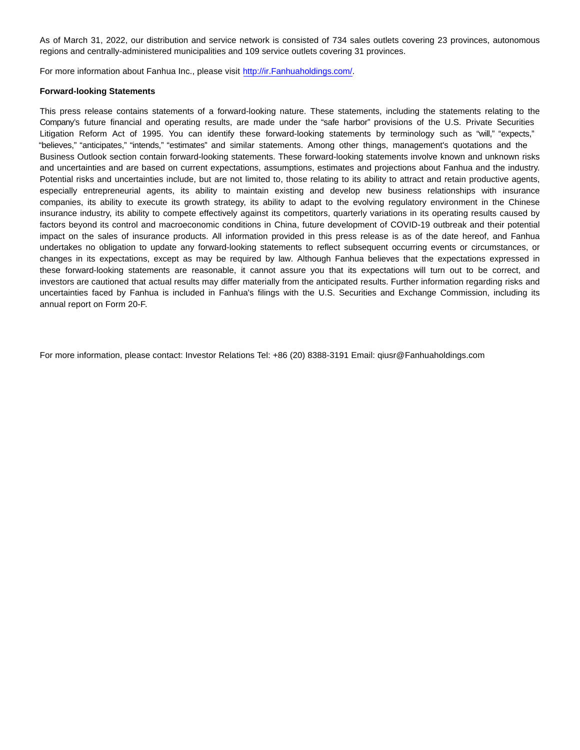As of March 31, 2022, our distribution and service network is consisted of 734 sales outlets covering 23 provinces, autonomous regions and centrally-administered municipalities and 109 service outlets covering 31 provinces.

For more information about Fanhua Inc., please visit http://ir.Fanhuaholdings.com/.

**Forward-looking Statements**

This press release contains statements of a forward-looking nature. These statements, including the statements relating to the Company's future financial and operating results, are made under the "safe harbor" provisions of the U.S. Private Securities Litigation Reform Act of 1995. You can identify these forward-looking statements by terminology such as "will," "expects," "believes," "anticipates," "intends," "estimates" and similar statements. Among other things, management's quotations and the Business Outlook section contain forward-looking statements. These forward-looking statements involve known and unknown risks and uncertainties and are based on current expectations, assumptions, estimates and projections about Fanhua and the industry. Potential risks and uncertainties include, but are not limited to, those relating to its ability to attract and retain productive agents, especially entrepreneurial agents, its ability to maintain existing and develop new business relationships with insurance companies, its ability to execute its growth strategy, its ability to adapt to the evolving regulatory environment in the Chinese insurance industry, its ability to compete effectively against its competitors, quarterly variations in its operating results caused by factors beyond its control and macroeconomic conditions in China, future development of COVID-19 outbreak and their potential impact on the sales of insurance products. All information provided in this press release is as of the date hereof, and Fanhua undertakes no obligation to update any forward-looking statements to reflect subsequent occurring events or circumstances, or changes in its expectations, except as may be required by law. Although Fanhua believes that the expectations expressed in these forward-looking statements are reasonable, it cannot assure you that its expectations will turn out to be correct, and investors are cautioned that actual results may differ materially from the anticipated results. Further information regarding risks and uncertainties faced by Fanhua is included in Fanhua's filings with the U.S. Securities and Exchange Commission, including its annual report on Form 20-F.

For more information, please contact: Investor Relations Tel: +86 (20) 8388-3191 Email: qiusr@Fanhuaholdings.com